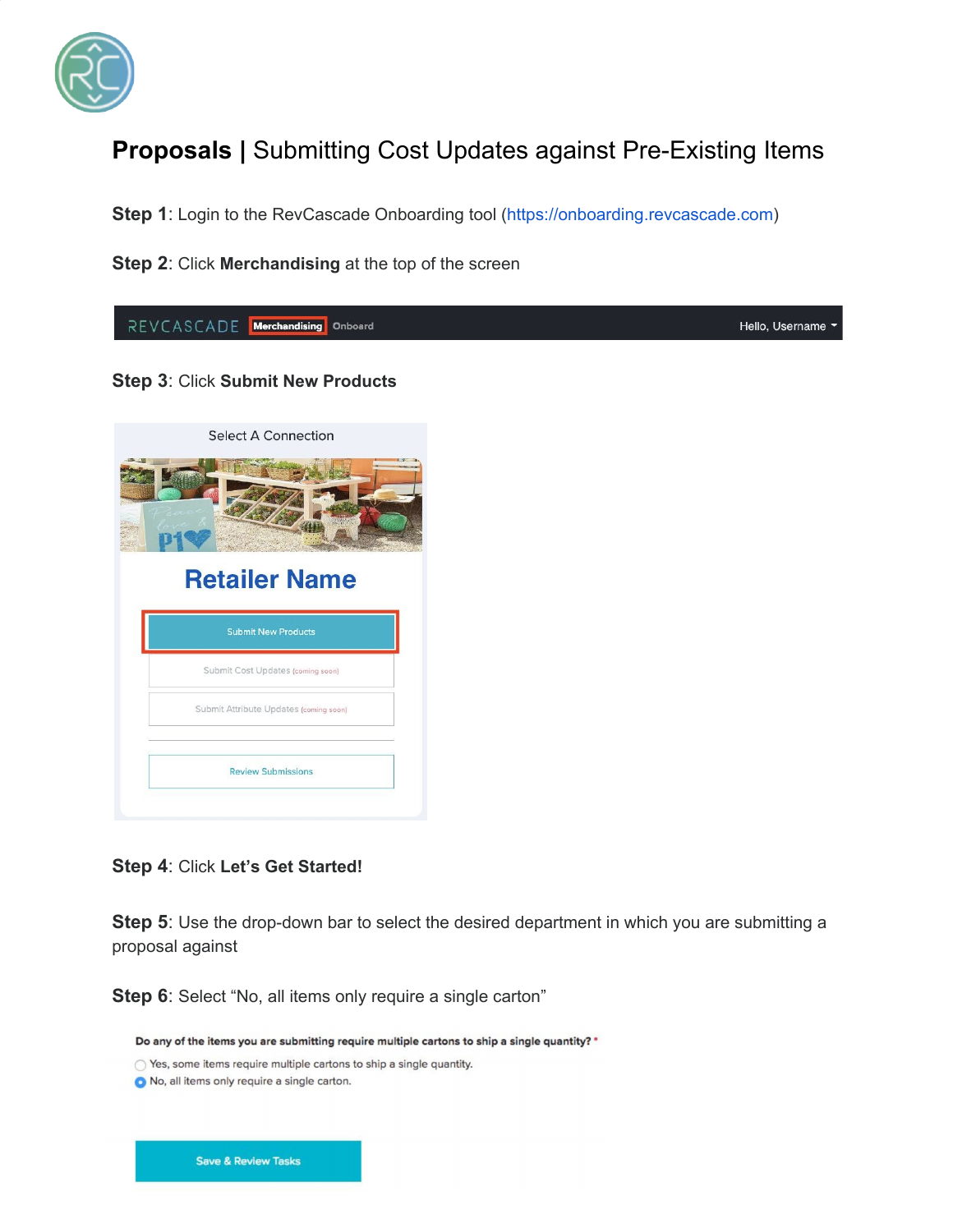# **Proposals** | Submitting Cost Updates against Pre-Existing Items

**Step 1**: Login to the RevCascade Onboarding tool (https://onboarding.revcascade.com)

**Step 2**: Click **Merchandising** at the top of the screen

**Step 3**: Click **Submit New Products**

**Step 4**: Click **Let's Get Started!**

**Step 5**: Use the drop-down bar to select the desired department in which you are submitting a proposal against

**Step 6**: Select "No, all items only require a single carton"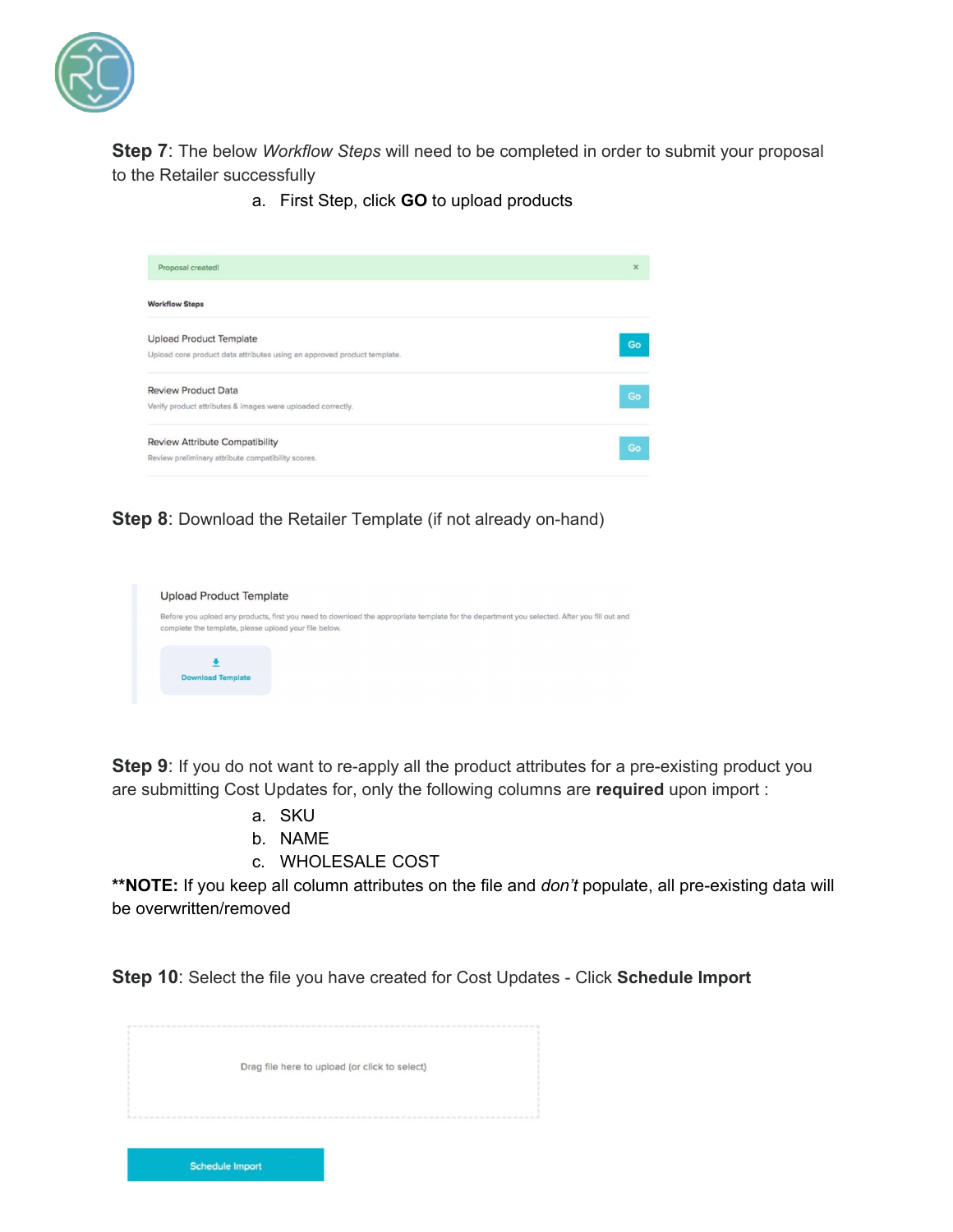**Step 7**: The below *Workflow Steps* will need to be completed in order to submit your proposal to the Retailer successfully

a. First Step, click **GO** to upload products

Proposal created!

Workflow Steps

Upload Product Template
Upload core product data attributes using an approved product template.
Go

Review Product Data
Verify product attributes & images were uploaded correctly.
Go

Review Attribute Compatibility
Review preliminary attribute compatibility scores.
Go

**Step 8**: Download the Retailer Template (if not already on-hand)

Upload Product Template
Before you upload any products, first you need to download the appropriate template for the department you selected. After you fill out and complete the template, please upload your file below.

Download Template

**Step 9**: If you do not want to re-apply all the product attributes for a pre-existing product you are submitting Cost Updates for, only the following columns are **required** upon import :

a. SKU
b. NAME
c. WHOLESALE COST

****NOTE:** If you keep all column attributes on the file and *don't* populate, all pre-existing data will be overwritten/removed

**Step 10**: Select the file you have created for Cost Updates - Click **Schedule Import**

Drag file here to upload (or click to select)

Schedule Import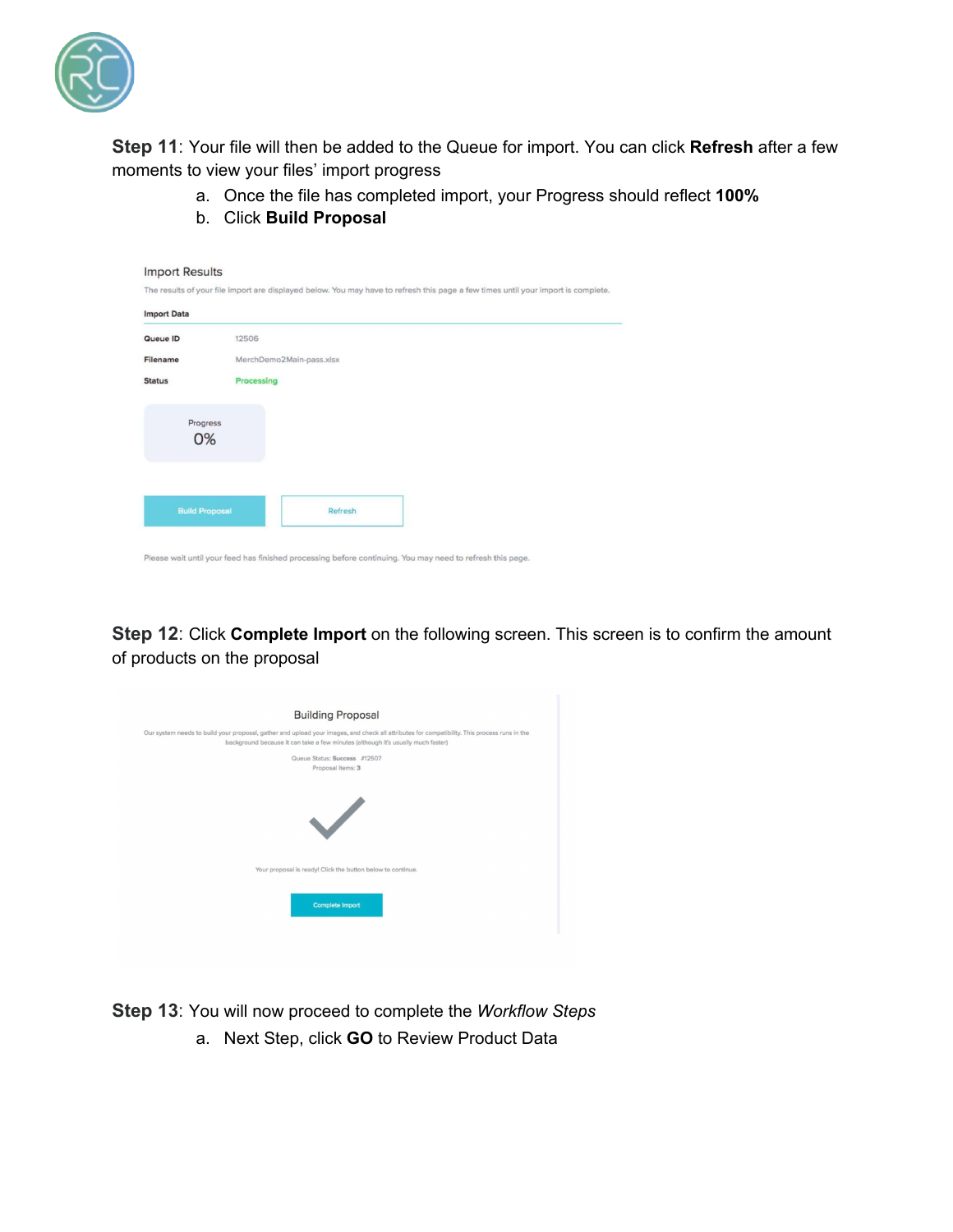**Step 11**: Your file will then be added to the Queue for import. You can click **Refresh** after a few moments to view your files' import progress

a. Once the file has completed import, your Progress should reflect **100%**
b. Click **Build Proposal**

Import Results

The results of your file import are displayed below. You may have to refresh this page a few times until your import is complete.

Import Data

| | |
|---|---|
| Queue ID | 12506 |
| Filename | MerchDemo2Main-pass.xlsx |
| Status | Processing |

Progress
0%

Build Proposal | Refresh

Please wait until your feed has finished processing before continuing. You may need to refresh this page.

**Step 12**: Click **Complete Import** on the following screen. This screen is to confirm the amount of products on the proposal

Building Proposal

Our system needs to build your proposal, gather and upload your images, and check all attributes for compatibility. This process runs in the background because it can take a few minutes (although it's usually much faster)

Queue Status: Success #12507
Proposal Items: 3

Your proposal is ready! Click the button below to continue.

Complete Import

**Step 13**: You will now proceed to complete the *Workflow Steps*

a. Next Step, click **GO** to Review Product Data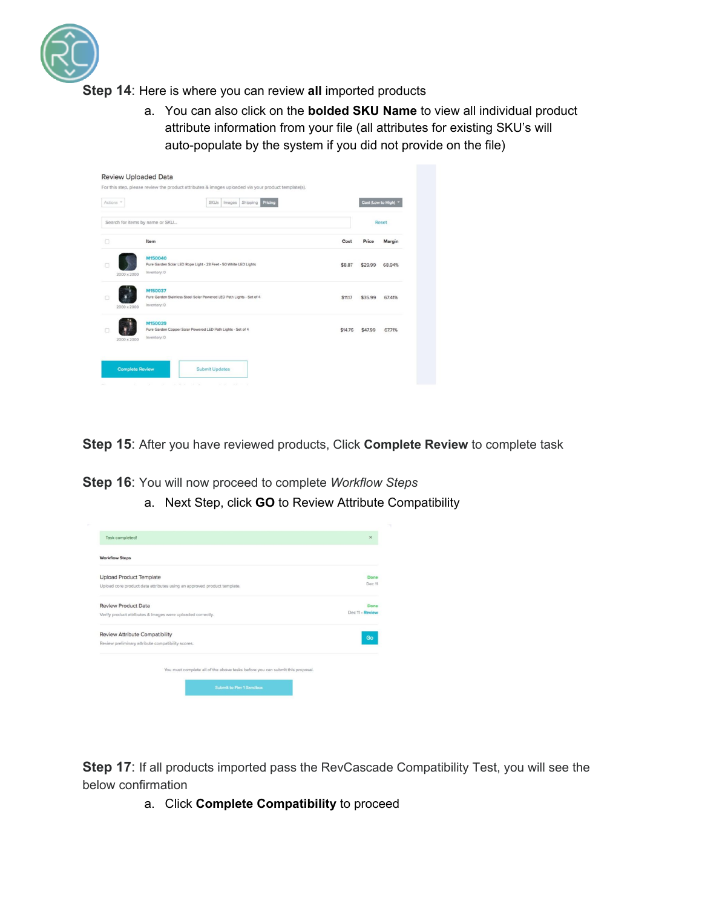**Step 14**: Here is where you can review **all** imported products

a. You can also click on the **bolded SKU Name** to view all individual product attribute information from your file (all attributes for existing SKU's will auto-populate by the system if you did not provide on the file)

**Step 15**: After you have reviewed products, Click **Complete Review** to complete task

**Step 16**: You will now proceed to complete *Workflow Steps*

a. Next Step, click **GO** to Review Attribute Compatibility

**Step 17**: If all products imported pass the RevCascade Compatibility Test, you will see the below confirmation

a. Click **Complete Compatibility** to proceed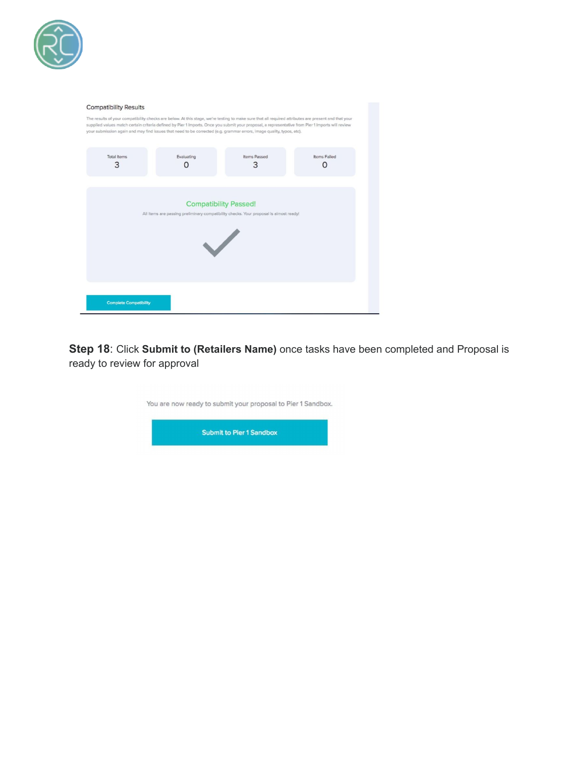Compatibility Results

The results of your compatibility checks are below. At this stage, we're testing to make sure that all required attributes are present and that your supplied values match certain criteria defined by Pier 1 Imports. Once you submit your proposal, a representative from Pier 1 Imports will review your submission again and may find issues that need to be corrected (e.g. grammar errors, image quality, typos, etc).

| Total Items | Evaluating | Items Passed | Items Failed |
|---|---|---|---|
| 3 | 0 | 3 | 0 |

Compatibility Passed!

All items are passing preliminary compatibility checks. Your proposal is almost ready!

Complete Compatibility

**Step 18**: Click **Submit to (Retailers Name)** once tasks have been completed and Proposal is ready to review for approval

You are now ready to submit your proposal to Pier 1 Sandbox.

Submit to Pier 1 Sandbox